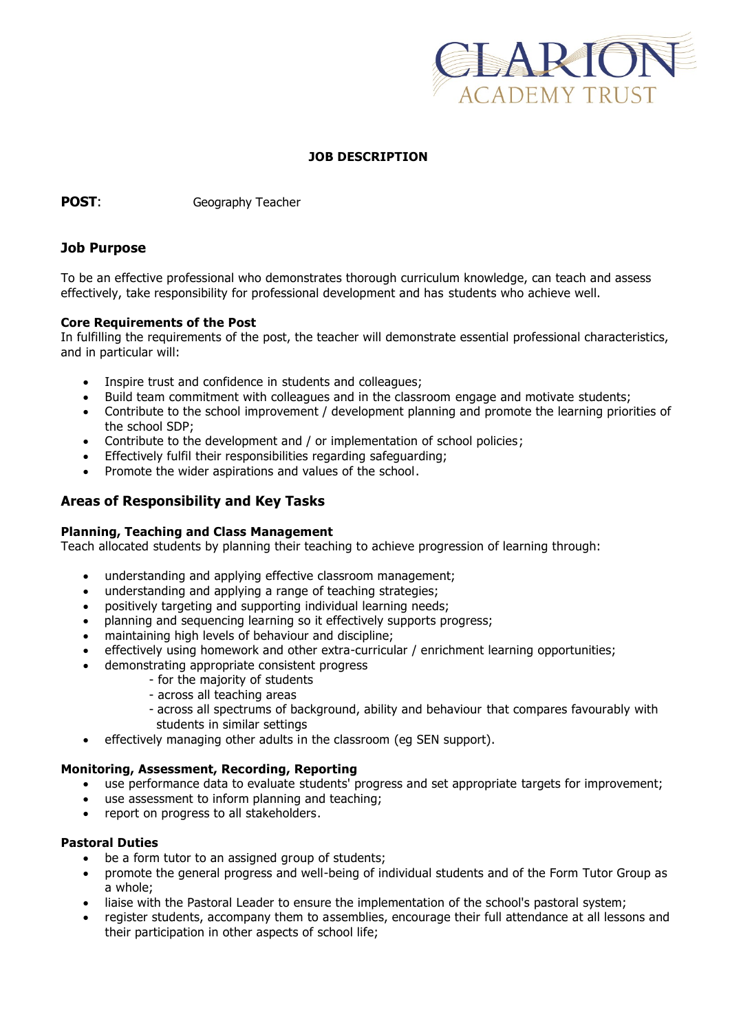CLARION ACADEMY TRUST

# JOB DESCRIPTION

**POST**: Geography Teacher

## Job Purpose

To be an effective professional who demonstrates thorough curriculum knowledge, can teach and assess effectively, take responsibility for professional development and has students who achieve well.

**Core Requirements of the Post**

In fulfilling the requirements of the post, the teacher will demonstrate essential professional characteristics, and in particular will:

- Inspire trust and confidence in students and colleagues;
- Build team commitment with colleagues and in the classroom engage and motivate students;
- Contribute to the school improvement / development planning and promote the learning priorities of the school SDP;
- Contribute to the development and / or implementation of school policies;
- Effectively fulfil their responsibilities regarding safeguarding;
- Promote the wider aspirations and values of the school.

## Areas of Responsibility and Key Tasks

**Planning, Teaching and Class Management**

Teach allocated students by planning their teaching to achieve progression of learning through:

- understanding and applying effective classroom management;
- understanding and applying a range of teaching strategies;
- positively targeting and supporting individual learning needs;
- planning and sequencing learning so it effectively supports progress;
- maintaining high levels of behaviour and discipline;
- effectively using homework and other extra-curricular / enrichment learning opportunities;
- demonstrating appropriate consistent progress
  - for the majority of students
  - across all teaching areas
  - across all spectrums of background, ability and behaviour that compares favourably with students in similar settings
- effectively managing other adults in the classroom (eg SEN support).

**Monitoring, Assessment, Recording, Reporting**

- use performance data to evaluate students' progress and set appropriate targets for improvement;
- use assessment to inform planning and teaching;
- report on progress to all stakeholders.

**Pastoral Duties**

- be a form tutor to an assigned group of students;
- promote the general progress and well-being of individual students and of the Form Tutor Group as a whole;
- liaise with the Pastoral Leader to ensure the implementation of the school's pastoral system;
- register students, accompany them to assemblies, encourage their full attendance at all lessons and their participation in other aspects of school life;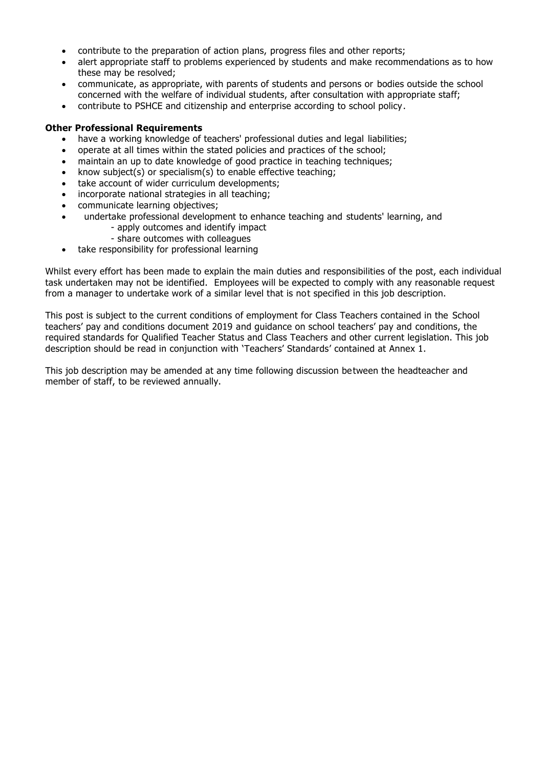- contribute to the preparation of action plans, progress files and other reports;
- alert appropriate staff to problems experienced by students and make recommendations as to how these may be resolved;
- communicate, as appropriate, with parents of students and persons or bodies outside the school concerned with the welfare of individual students, after consultation with appropriate staff;
- contribute to PSHCE and citizenship and enterprise according to school policy.

**Other Professional Requirements**

- have a working knowledge of teachers' professional duties and legal liabilities;
- operate at all times within the stated policies and practices of the school;
- maintain an up to date knowledge of good practice in teaching techniques;
- know subject(s) or specialism(s) to enable effective teaching;
- take account of wider curriculum developments;
- incorporate national strategies in all teaching;
- communicate learning objectives;
- undertake professional development to enhance teaching and students' learning, and
    - apply outcomes and identify impact
    - share outcomes with colleagues
- take responsibility for professional learning

Whilst every effort has been made to explain the main duties and responsibilities of the post, each individual task undertaken may not be identified. Employees will be expected to comply with any reasonable request from a manager to undertake work of a similar level that is not specified in this job description.

This post is subject to the current conditions of employment for Class Teachers contained in the School teachers' pay and conditions document 2019 and guidance on school teachers' pay and conditions, the required standards for Qualified Teacher Status and Class Teachers and other current legislation. This job description should be read in conjunction with 'Teachers' Standards' contained at Annex 1.

This job description may be amended at any time following discussion between the headteacher and member of staff, to be reviewed annually.